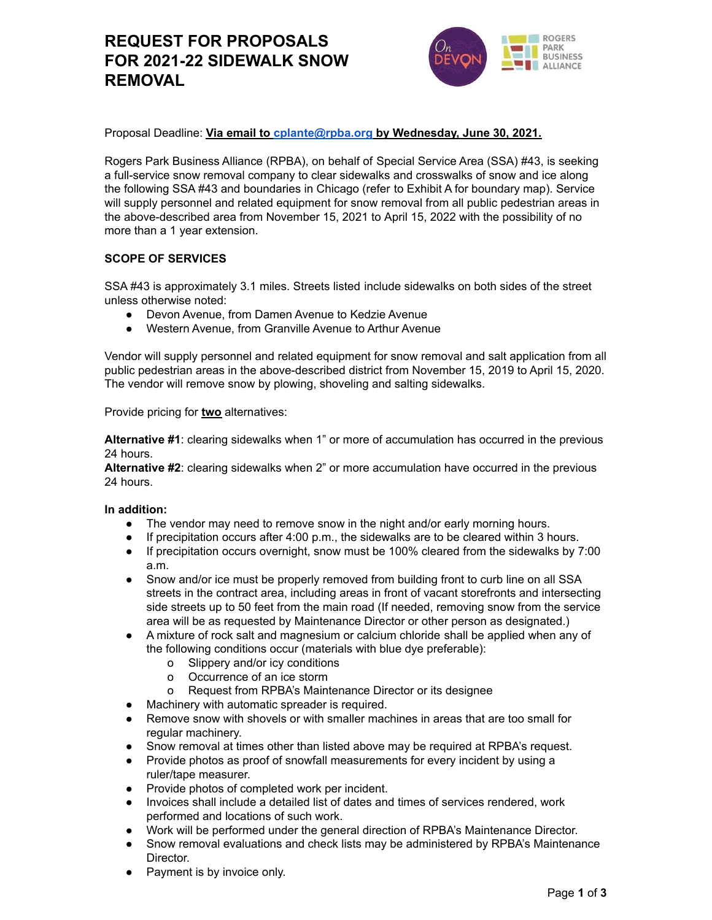# REQUEST FOR PROPOSALS FOR 2021-22 SIDEWALK SNOW REMOVAL

Proposal Deadline: **Via email to cplante@rpba.org by Wednesday, June 30, 2021.**

Rogers Park Business Alliance (RPBA), on behalf of Special Service Area (SSA) #43, is seeking a full-service snow removal company to clear sidewalks and crosswalks of snow and ice along the following SSA #43 and boundaries in Chicago (refer to Exhibit A for boundary map). Service will supply personnel and related equipment for snow removal from all public pedestrian areas in the above-described area from November 15, 2021 to April 15, 2022 with the possibility of no more than a 1 year extension.

## SCOPE OF SERVICES

SSA #43 is approximately 3.1 miles. Streets listed include sidewalks on both sides of the street unless otherwise noted:

- Devon Avenue, from Damen Avenue to Kedzie Avenue
- Western Avenue, from Granville Avenue to Arthur Avenue

Vendor will supply personnel and related equipment for snow removal and salt application from all public pedestrian areas in the above-described district from November 15, 2019 to April 15, 2020. The vendor will remove snow by plowing, shoveling and salting sidewalks.

Provide pricing for **two** alternatives:

**Alternative #1**: clearing sidewalks when 1" or more of accumulation has occurred in the previous 24 hours.
**Alternative #2**: clearing sidewalks when 2" or more accumulation have occurred in the previous 24 hours.

**In addition:**

- The vendor may need to remove snow in the night and/or early morning hours.
- If precipitation occurs after 4:00 p.m., the sidewalks are to be cleared within 3 hours.
- If precipitation occurs overnight, snow must be 100% cleared from the sidewalks by 7:00 a.m.
- Snow and/or ice must be properly removed from building front to curb line on all SSA streets in the contract area, including areas in front of vacant storefronts and intersecting side streets up to 50 feet from the main road (If needed, removing snow from the service area will be as requested by Maintenance Director or other person as designated.)
- A mixture of rock salt and magnesium or calcium chloride shall be applied when any of the following conditions occur (materials with blue dye preferable):
  - Slippery and/or icy conditions
  - Occurrence of an ice storm
  - Request from RPBA's Maintenance Director or its designee
- Machinery with automatic spreader is required.
- Remove snow with shovels or with smaller machines in areas that are too small for regular machinery.
- Snow removal at times other than listed above may be required at RPBA's request.
- Provide photos as proof of snowfall measurements for every incident by using a ruler/tape measurer.
- Provide photos of completed work per incident.
- Invoices shall include a detailed list of dates and times of services rendered, work performed and locations of such work.
- Work will be performed under the general direction of RPBA's Maintenance Director.
- Snow removal evaluations and check lists may be administered by RPBA's Maintenance Director.
- Payment is by invoice only.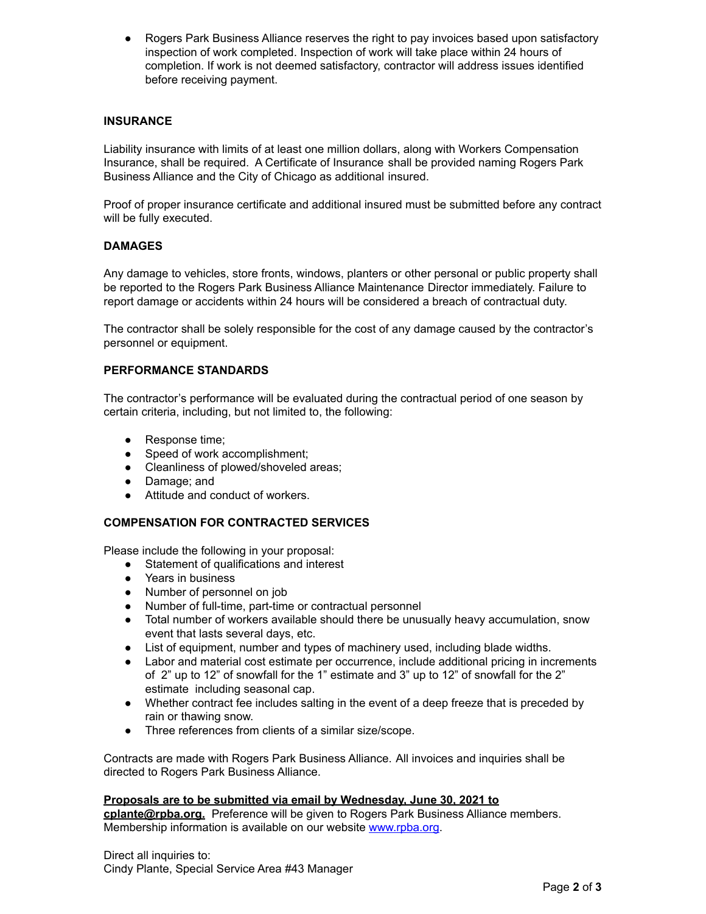- Rogers Park Business Alliance reserves the right to pay invoices based upon satisfactory inspection of work completed. Inspection of work will take place within 24 hours of completion. If work is not deemed satisfactory, contractor will address issues identified before receiving payment.

**INSURANCE**

Liability insurance with limits of at least one million dollars, along with Workers Compensation Insurance, shall be required. A Certificate of Insurance shall be provided naming Rogers Park Business Alliance and the City of Chicago as additional insured.

Proof of proper insurance certificate and additional insured must be submitted before any contract will be fully executed.

**DAMAGES**

Any damage to vehicles, store fronts, windows, planters or other personal or public property shall be reported to the Rogers Park Business Alliance Maintenance Director immediately. Failure to report damage or accidents within 24 hours will be considered a breach of contractual duty.

The contractor shall be solely responsible for the cost of any damage caused by the contractor's personnel or equipment.

**PERFORMANCE STANDARDS**

The contractor's performance will be evaluated during the contractual period of one season by certain criteria, including, but not limited to, the following:

- Response time;
- Speed of work accomplishment;
- Cleanliness of plowed/shoveled areas;
- Damage; and
- Attitude and conduct of workers.

**COMPENSATION FOR CONTRACTED SERVICES**

Please include the following in your proposal:

- Statement of qualifications and interest
- Years in business
- Number of personnel on job
- Number of full-time, part-time or contractual personnel
- Total number of workers available should there be unusually heavy accumulation, snow event that lasts several days, etc.
- List of equipment, number and types of machinery used, including blade widths.
- Labor and material cost estimate per occurrence, include additional pricing in increments of 2" up to 12" of snowfall for the 1" estimate and 3" up to 12" of snowfall for the 2" estimate including seasonal cap.
- Whether contract fee includes salting in the event of a deep freeze that is preceded by rain or thawing snow.
- Three references from clients of a similar size/scope.

Contracts are made with Rogers Park Business Alliance. All invoices and inquiries shall be directed to Rogers Park Business Alliance.

**Proposals are to be submitted via email by Wednesday, June 30, 2021 to cplante@rpba.org.** Preference will be given to Rogers Park Business Alliance members. Membership information is available on our website [www.rpba.org](http://www.rpba.org).

Direct all inquiries to:
Cindy Plante, Special Service Area #43 Manager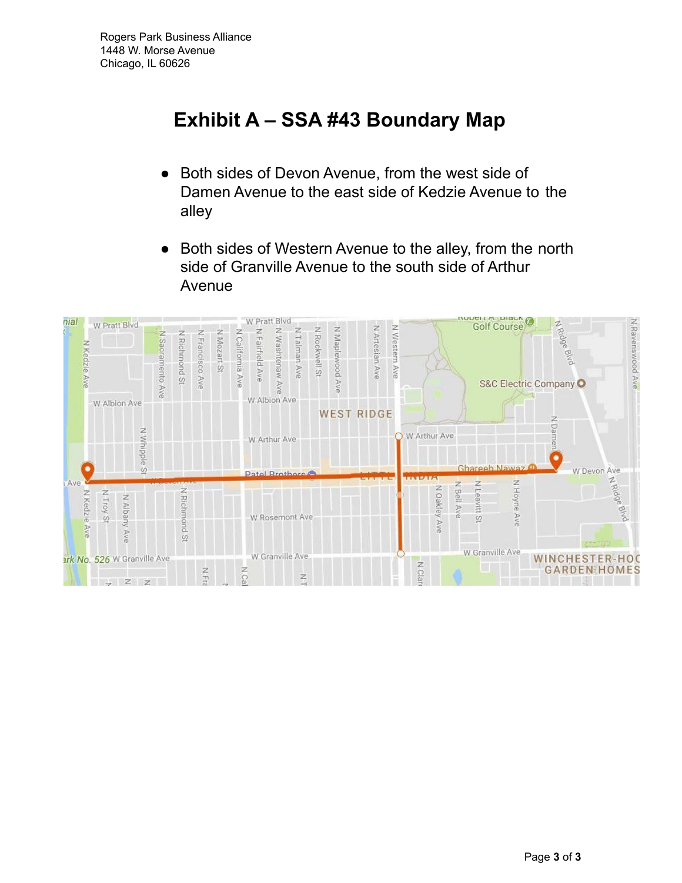Rogers Park Business Alliance
1448 W. Morse Avenue
Chicago, IL 60626

# Exhibit A – SSA #43 Boundary Map

- Both sides of Devon Avenue, from the west side of Damen Avenue to the east side of Kedzie Avenue to the alley
- Both sides of Western Avenue to the alley, from the north side of Granville Avenue to the south side of Arthur Avenue